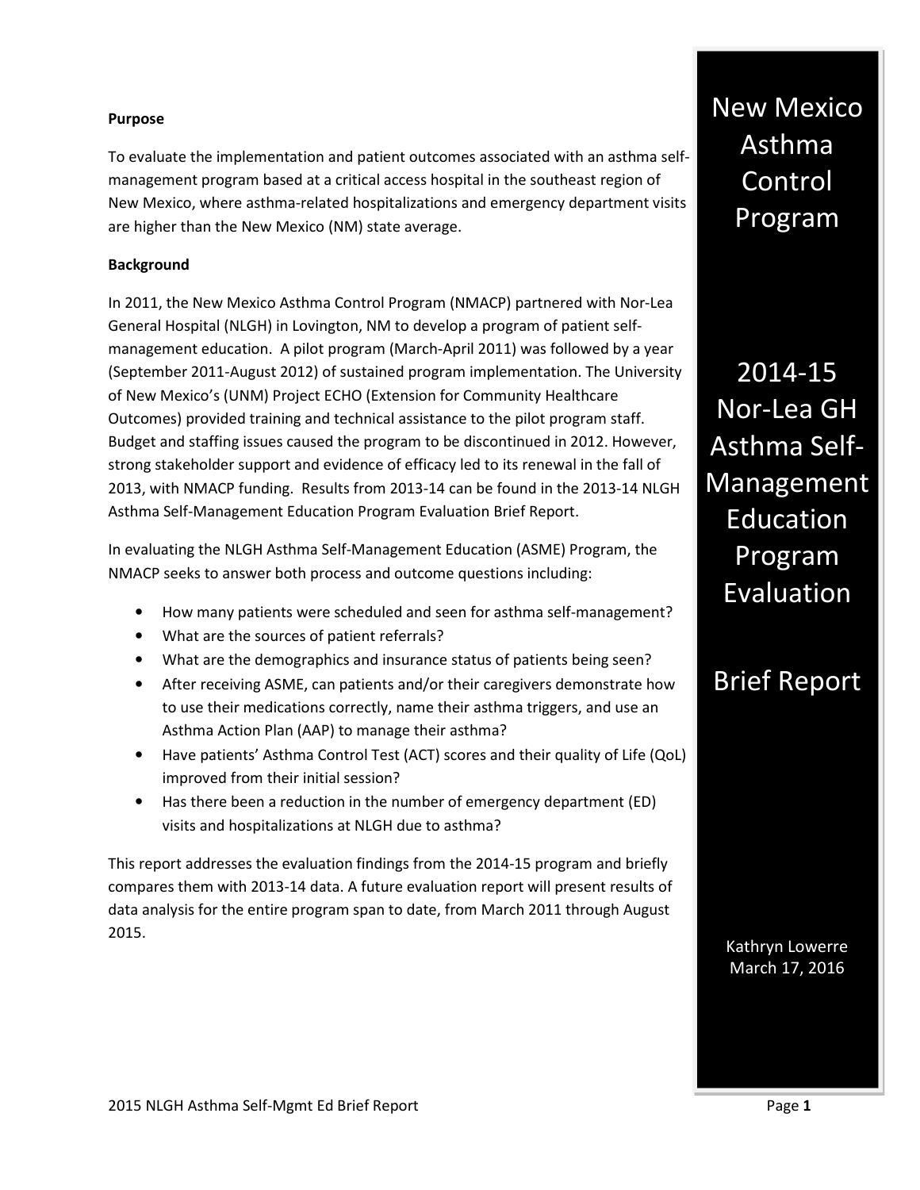# New Mexico Asthma Control Program

# 2014-15 Nor-Lea GH Asthma Self-Management Education Program Evaluation

# Brief Report

Kathryn Lowerre
March 17, 2016

**Purpose**

To evaluate the implementation and patient outcomes associated with an asthma self-management program based at a critical access hospital in the southeast region of New Mexico, where asthma-related hospitalizations and emergency department visits are higher than the New Mexico (NM) state average.

**Background**

In 2011, the New Mexico Asthma Control Program (NMACP) partnered with Nor-Lea General Hospital (NLGH) in Lovington, NM to develop a program of patient self-management education. A pilot program (March-April 2011) was followed by a year (September 2011-August 2012) of sustained program implementation. The University of New Mexico's (UNM) Project ECHO (Extension for Community Healthcare Outcomes) provided training and technical assistance to the pilot program staff. Budget and staffing issues caused the program to be discontinued in 2012. However, strong stakeholder support and evidence of efficacy led to its renewal in the fall of 2013, with NMACP funding. Results from 2013-14 can be found in the 2013-14 NLGH Asthma Self-Management Education Program Evaluation Brief Report.

In evaluating the NLGH Asthma Self-Management Education (ASME) Program, the NMACP seeks to answer both process and outcome questions including:

- How many patients were scheduled and seen for asthma self-management?
- What are the sources of patient referrals?
- What are the demographics and insurance status of patients being seen?
- After receiving ASME, can patients and/or their caregivers demonstrate how to use their medications correctly, name their asthma triggers, and use an Asthma Action Plan (AAP) to manage their asthma?
- Have patients' Asthma Control Test (ACT) scores and their quality of Life (QoL) improved from their initial session?
- Has there been a reduction in the number of emergency department (ED) visits and hospitalizations at NLGH due to asthma?

This report addresses the evaluation findings from the 2014-15 program and briefly compares them with 2013-14 data. A future evaluation report will present results of data analysis for the entire program span to date, from March 2011 through August 2015.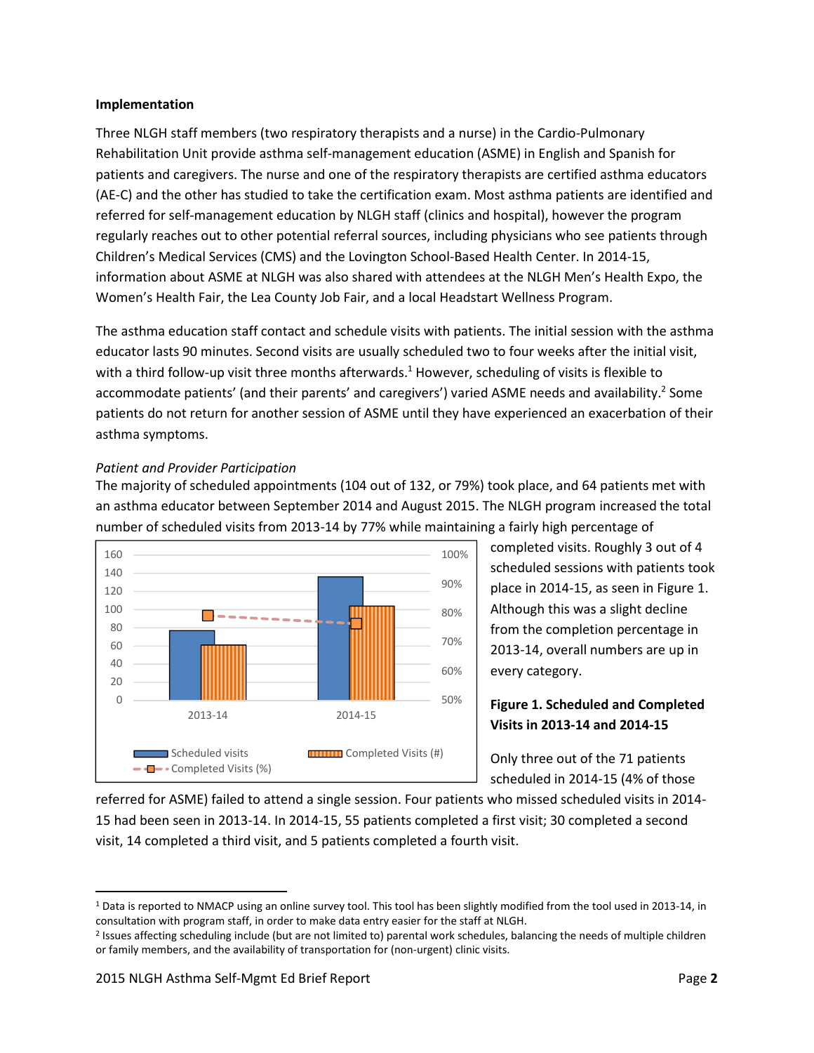**Implementation**

Three NLGH staff members (two respiratory therapists and a nurse) in the Cardio-Pulmonary Rehabilitation Unit provide asthma self-management education (ASME) in English and Spanish for patients and caregivers. The nurse and one of the respiratory therapists are certified asthma educators (AE-C) and the other has studied to take the certification exam. Most asthma patients are identified and referred for self-management education by NLGH staff (clinics and hospital), however the program regularly reaches out to other potential referral sources, including physicians who see patients through Children's Medical Services (CMS) and the Lovington School-Based Health Center. In 2014-15, information about ASME at NLGH was also shared with attendees at the NLGH Men's Health Expo, the Women's Health Fair, the Lea County Job Fair, and a local Headstart Wellness Program.

The asthma education staff contact and schedule visits with patients. The initial session with the asthma educator lasts 90 minutes. Second visits are usually scheduled two to four weeks after the initial visit, with a third follow-up visit three months afterwards.[1] However, scheduling of visits is flexible to accommodate patients' (and their parents' and caregivers') varied ASME needs and availability.[2] Some patients do not return for another session of ASME until they have experienced an exacerbation of their asthma symptoms.

*Patient and Provider Participation*

The majority of scheduled appointments (104 out of 132, or 79%) took place, and 64 patients met with an asthma educator between September 2014 and August 2015. The NLGH program increased the total number of scheduled visits from 2013-14 by 77% while maintaining a fairly high percentage of completed visits. Roughly 3 out of 4 scheduled sessions with patients took place in 2014-15, as seen in Figure 1. Although this was a slight decline from the completion percentage in 2013-14, overall numbers are up in every category.

**Figure 1. Scheduled and Completed Visits in 2013-14 and 2014-15**

Only three out of the 71 patients scheduled in 2014-15 (4% of those referred for ASME) failed to attend a single session. Four patients who missed scheduled visits in 2014-15 had been seen in 2013-14. In 2014-15, 55 patients completed a first visit; 30 completed a second visit, 14 completed a third visit, and 5 patients completed a fourth visit.

[1] Data is reported to NMACP using an online survey tool. This tool has been slightly modified from the tool used in 2013-14, in consultation with program staff, in order to make data entry easier for the staff at NLGH.

[2] Issues affecting scheduling include (but are not limited to) parental work schedules, balancing the needs of multiple children or family members, and the availability of transportation for (non-urgent) clinic visits.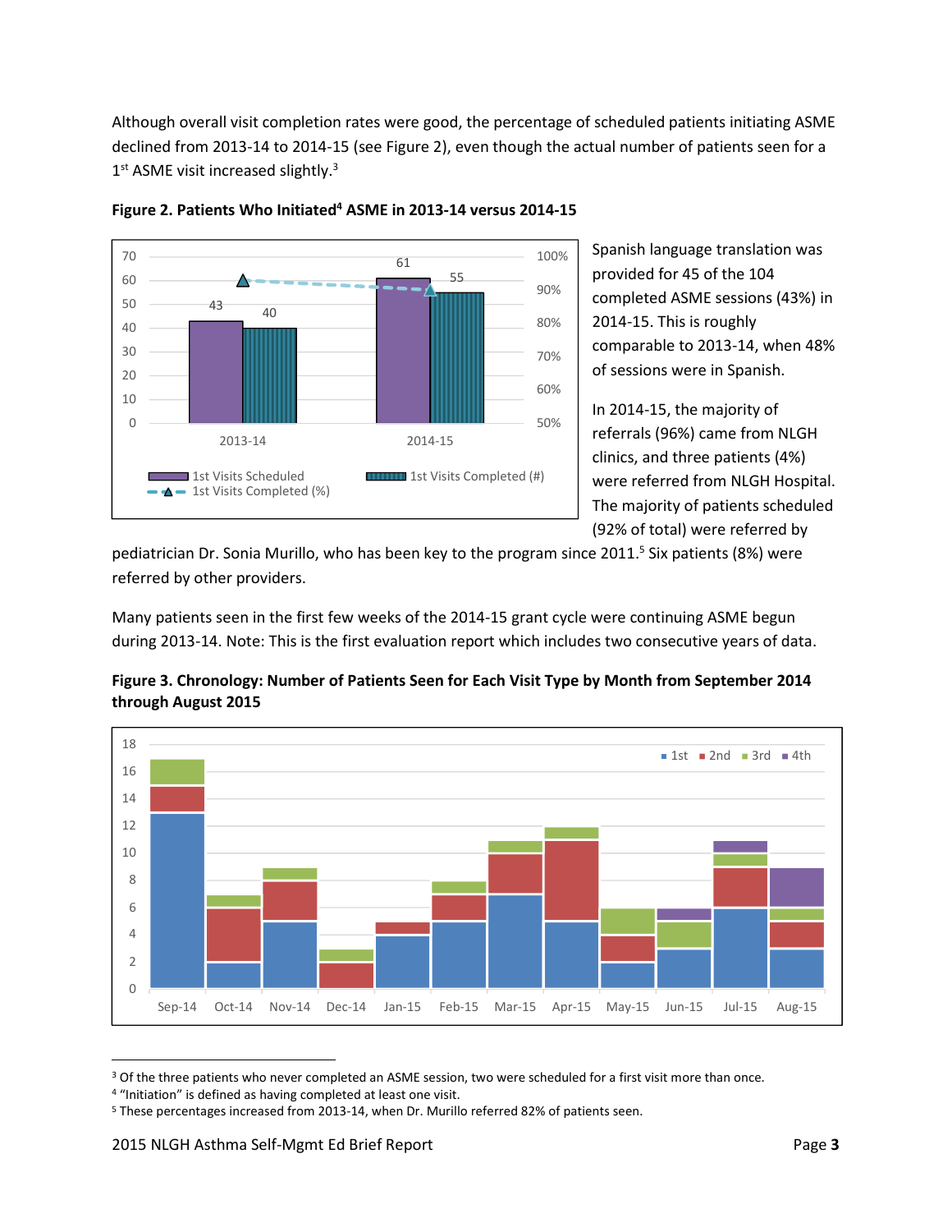Although overall visit completion rates were good, the percentage of scheduled patients initiating ASME declined from 2013-14 to 2014-15 (see Figure 2), even though the actual number of patients seen for a 1st ASME visit increased slightly.[3]

**Figure 2. Patients Who Initiated[4] ASME in 2013-14 versus 2014-15**

| | 1st Visits Scheduled | 1st Visits Completed (#) |
|---|---|---|
| 2013-14 | 43 | 40 |
| 2014-15 | 61 | 55 |

Spanish language translation was provided for 45 of the 104 completed ASME sessions (43%) in 2014-15. This is roughly comparable to 2013-14, when 48% of sessions were in Spanish.

In 2014-15, the majority of referrals (96%) came from NLGH clinics, and three patients (4%) were referred from NLGH Hospital. The majority of patients scheduled (92% of total) were referred by pediatrician Dr. Sonia Murillo, who has been key to the program since 2011.[5] Six patients (8%) were referred by other providers.

Many patients seen in the first few weeks of the 2014-15 grant cycle were continuing ASME begun during 2013-14. Note: This is the first evaluation report which includes two consecutive years of data.

**Figure 3. Chronology: Number of Patients Seen for Each Visit Type by Month from September 2014 through August 2015**

| | 1st | 2nd | 3rd | 4th |
|---|---|---|---|---|
| Sep-14 | 13 | 2 | 2 | |
| Oct-14 | 2 | 4 | 1 | |
| Nov-14 | 5 | 3 | 1 | |
| Dec-14 | | 2 | 1 | |
| Jan-15 | 4 | 1 | | |
| Feb-15 | 5 | 2 | 1 | |
| Mar-15 | 7 | 3 | 1 | |
| Apr-15 | 5 | 6 | 1 | |
| May-15 | 2 | 2 | 2 | |
| Jun-15 | 3 | | 2 | 1 |
| Jul-15 | 6 | 3 | 1 | 1 |
| Aug-15 | 3 | 2 | 1 | 3 |

[3] Of the three patients who never completed an ASME session, two were scheduled for a first visit more than once.
[4] "Initiation" is defined as having completed at least one visit.
[5] These percentages increased from 2013-14, when Dr. Murillo referred 82% of patients seen.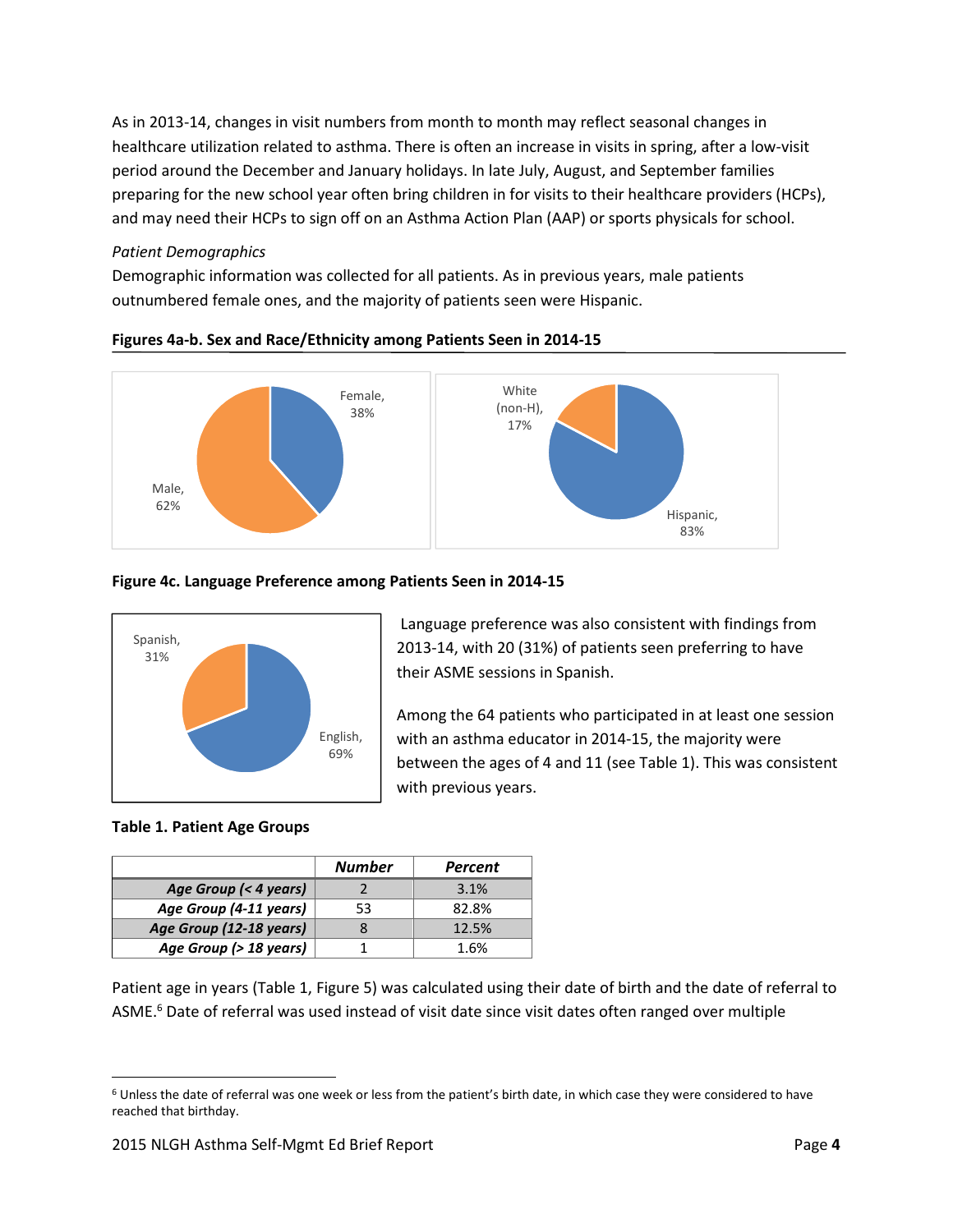As in 2013-14, changes in visit numbers from month to month may reflect seasonal changes in healthcare utilization related to asthma. There is often an increase in visits in spring, after a low-visit period around the December and January holidays. In late July, August, and September families preparing for the new school year often bring children in for visits to their healthcare providers (HCPs), and may need their HCPs to sign off on an Asthma Action Plan (AAP) or sports physicals for school.

*Patient Demographics*

Demographic information was collected for all patients. As in previous years, male patients outnumbered female ones, and the majority of patients seen were Hispanic.

**Figures 4a-b. Sex and Race/Ethnicity among Patients Seen in 2014-15**

Female, 38%

Male, 62%

White (non-H), 17%

Hispanic, 83%

**Figure 4c. Language Preference among Patients Seen in 2014-15**

Spanish, 31%

English, 69%

Language preference was also consistent with findings from 2013-14, with 20 (31%) of patients seen preferring to have their ASME sessions in Spanish.

Among the 64 patients who participated in at least one session with an asthma educator in 2014-15, the majority were between the ages of 4 and 11 (see Table 1). This was consistent with previous years.

**Table 1. Patient Age Groups**

| | *Number* | *Percent* |
|---|---|---|
| *Age Group (< 4 years)* | 2 | 3.1% |
| *Age Group (4-11 years)* | 53 | 82.8% |
| *Age Group (12-18 years)* | 8 | 12.5% |
| *Age Group (> 18 years)* | 1 | 1.6% |

Patient age in years (Table 1, Figure 5) was calculated using their date of birth and the date of referral to ASME.[6] Date of referral was used instead of visit date since visit dates often ranged over multiple

[6] Unless the date of referral was one week or less from the patient's birth date, in which case they were considered to have reached that birthday.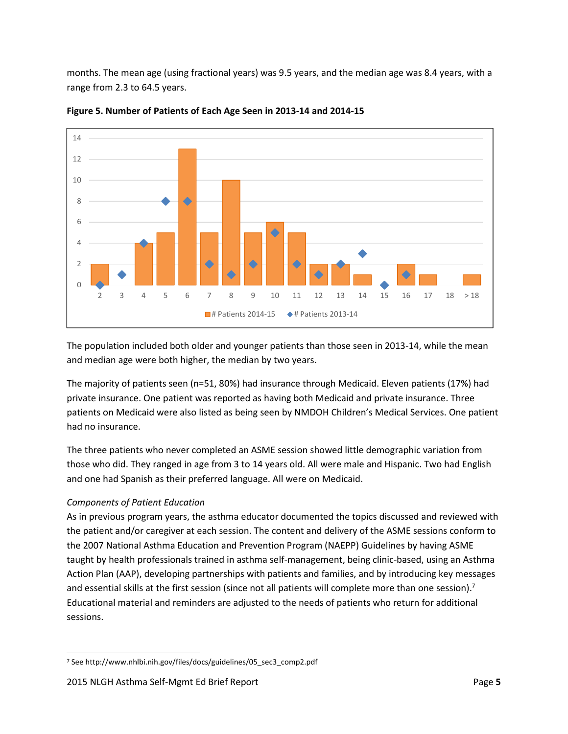months. The mean age (using fractional years) was 9.5 years, and the median age was 8.4 years, with a range from 2.3 to 64.5 years.

**Figure 5. Number of Patients of Each Age Seen in 2013-14 and 2014-15**

The population included both older and younger patients than those seen in 2013-14, while the mean and median age were both higher, the median by two years.

The majority of patients seen (n=51, 80%) had insurance through Medicaid. Eleven patients (17%) had private insurance. One patient was reported as having both Medicaid and private insurance. Three patients on Medicaid were also listed as being seen by NMDOH Children's Medical Services. One patient had no insurance.

The three patients who never completed an ASME session showed little demographic variation from those who did. They ranged in age from 3 to 14 years old. All were male and Hispanic. Two had English and one had Spanish as their preferred language. All were on Medicaid.

*Components of Patient Education*

As in previous program years, the asthma educator documented the topics discussed and reviewed with the patient and/or caregiver at each session. The content and delivery of the ASME sessions conform to the 2007 National Asthma Education and Prevention Program (NAEPP) Guidelines by having ASME taught by health professionals trained in asthma self-management, being clinic-based, using an Asthma Action Plan (AAP), developing partnerships with patients and families, and by introducing key messages and essential skills at the first session (since not all patients will complete more than one session).[7] Educational material and reminders are adjusted to the needs of patients who return for additional sessions.

---

[7] See http://www.nhlbi.nih.gov/files/docs/guidelines/05_sec3_comp2.pdf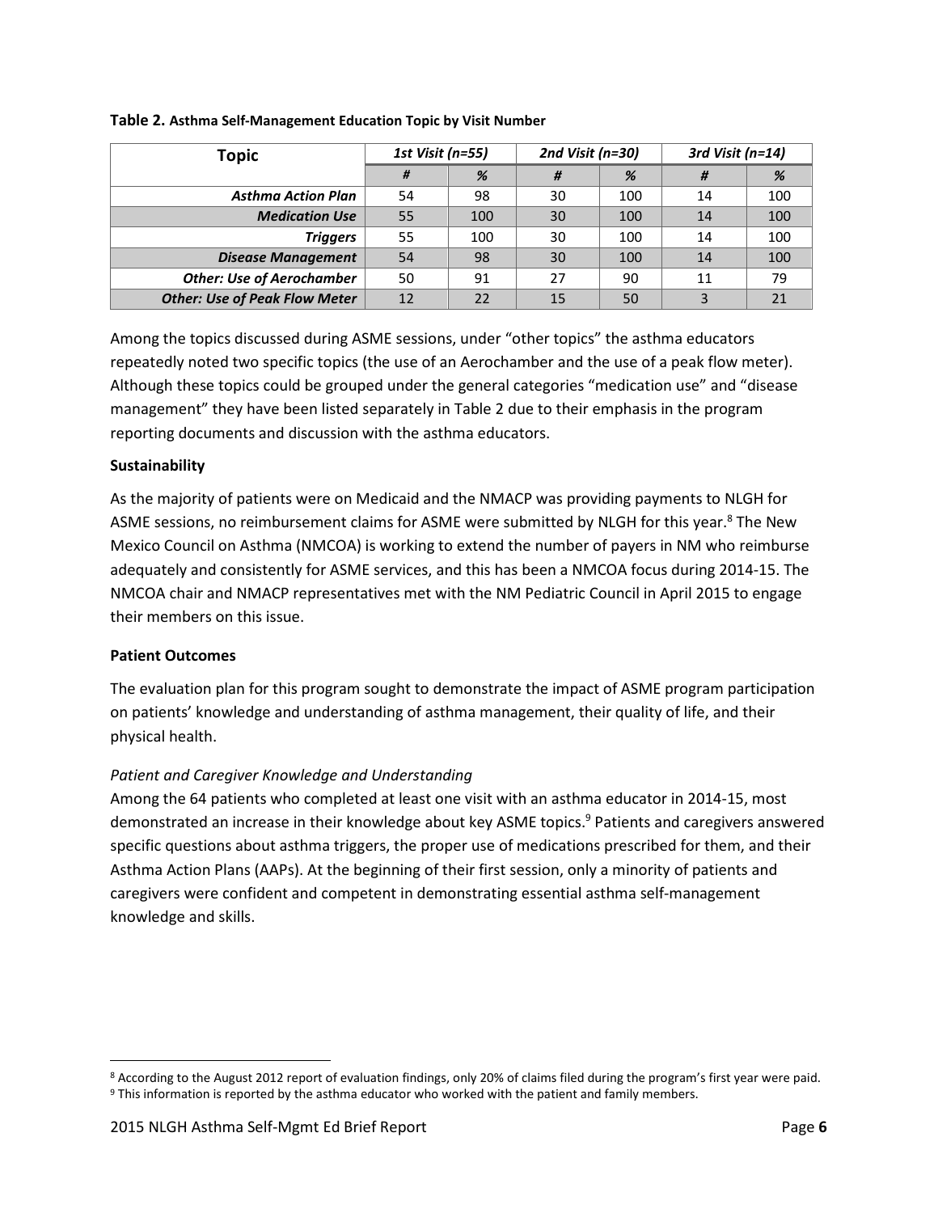**Table 2.** **Asthma Self-Management Education Topic by Visit Number**

| Topic | *1st Visit (n=55)* | | *2nd Visit (n=30)* | | *3rd Visit (n=14)* | |
|---|---|---|---|---|---|---|
| | *#* | *%* | *#* | *%* | *#* | *%* |
| ***Asthma Action Plan*** | 54 | 98 | 30 | 100 | 14 | 100 |
| ***Medication Use*** | 55 | 100 | 30 | 100 | 14 | 100 |
| ***Triggers*** | 55 | 100 | 30 | 100 | 14 | 100 |
| ***Disease Management*** | 54 | 98 | 30 | 100 | 14 | 100 |
| ***Other: Use of Aerochamber*** | 50 | 91 | 27 | 90 | 11 | 79 |
| ***Other: Use of Peak Flow Meter*** | 12 | 22 | 15 | 50 | 3 | 21 |

Among the topics discussed during ASME sessions, under "other topics" the asthma educators repeatedly noted two specific topics (the use of an Aerochamber and the use of a peak flow meter). Although these topics could be grouped under the general categories "medication use" and "disease management" they have been listed separately in Table 2 due to their emphasis in the program reporting documents and discussion with the asthma educators.

**Sustainability**

As the majority of patients were on Medicaid and the NMACP was providing payments to NLGH for ASME sessions, no reimbursement claims for ASME were submitted by NLGH for this year.[8] The New Mexico Council on Asthma (NMCOA) is working to extend the number of payers in NM who reimburse adequately and consistently for ASME services, and this has been a NMCOA focus during 2014-15. The NMCOA chair and NMACP representatives met with the NM Pediatric Council in April 2015 to engage their members on this issue.

**Patient Outcomes**

The evaluation plan for this program sought to demonstrate the impact of ASME program participation on patients' knowledge and understanding of asthma management, their quality of life, and their physical health.

*Patient and Caregiver Knowledge and Understanding*

Among the 64 patients who completed at least one visit with an asthma educator in 2014-15, most demonstrated an increase in their knowledge about key ASME topics.[9] Patients and caregivers answered specific questions about asthma triggers, the proper use of medications prescribed for them, and their Asthma Action Plans (AAPs). At the beginning of their first session, only a minority of patients and caregivers were confident and competent in demonstrating essential asthma self-management knowledge and skills.

---

[8] According to the August 2012 report of evaluation findings, only 20% of claims filed during the program's first year were paid.

[9] This information is reported by the asthma educator who worked with the patient and family members.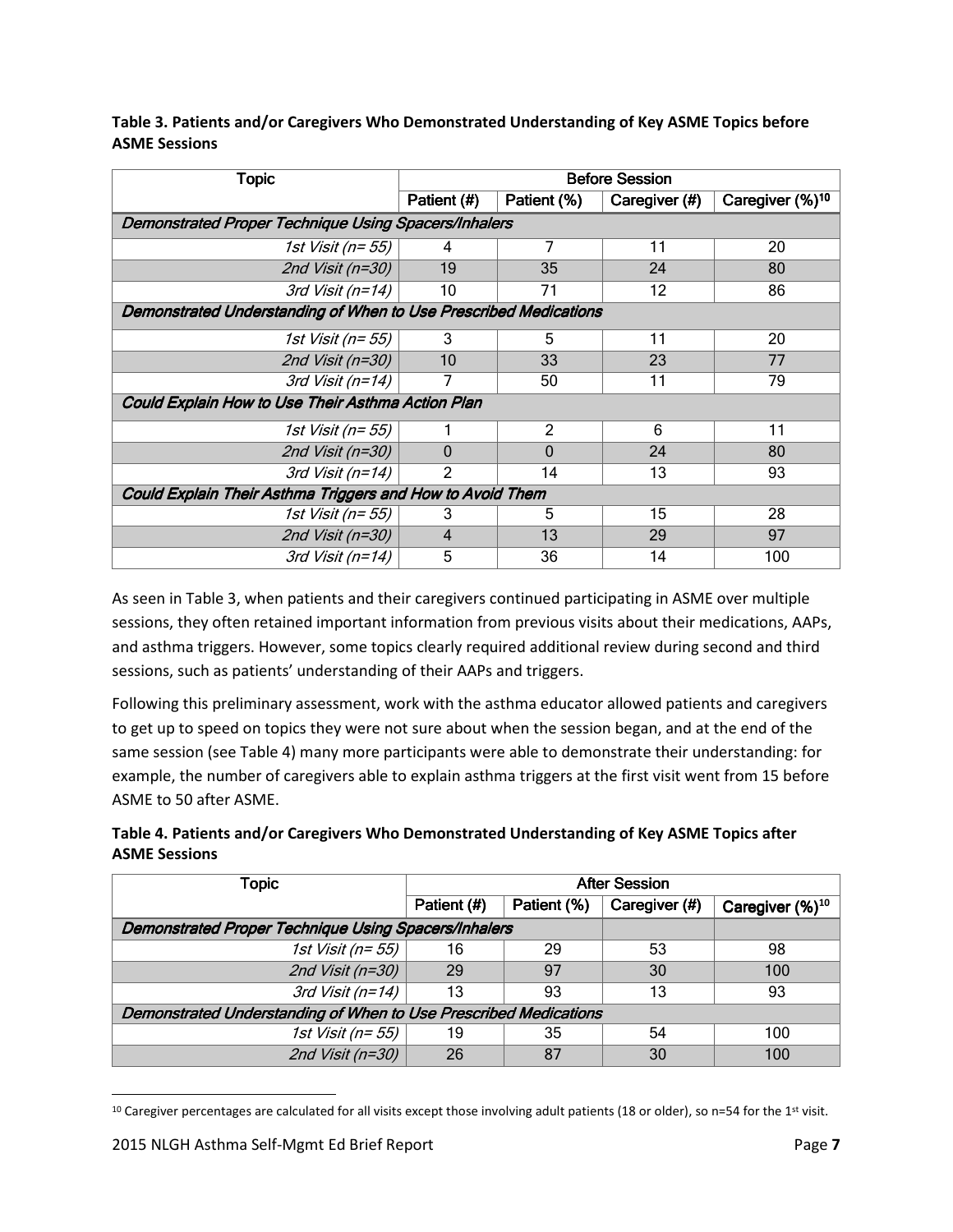**Table 3. Patients and/or Caregivers Who Demonstrated Understanding of Key ASME Topics before ASME Sessions**

| Topic | Before Session | | | |
|---|---|---|---|---|
| | Patient (#) | Patient (%) | Caregiver (#) | Caregiver (%)[10] |
| *Demonstrated Proper Technique Using Spacers/Inhalers* | | | | |
| *1st Visit (n= 55)* | 4 | 7 | 11 | 20 |
| *2nd Visit (n=30)* | 19 | 35 | 24 | 80 |
| *3rd Visit (n=14)* | 10 | 71 | 12 | 86 |
| *Demonstrated Understanding of When to Use Prescribed Medications* | | | | |
| *1st Visit (n= 55)* | 3 | 5 | 11 | 20 |
| *2nd Visit (n=30)* | 10 | 33 | 23 | 77 |
| *3rd Visit (n=14)* | 7 | 50 | 11 | 79 |
| *Could Explain How to Use Their Asthma Action Plan* | | | | |
| *1st Visit (n= 55)* | 1 | 2 | 6 | 11 |
| *2nd Visit (n=30)* | 0 | 0 | 24 | 80 |
| *3rd Visit (n=14)* | 2 | 14 | 13 | 93 |
| *Could Explain Their Asthma Triggers and How to Avoid Them* | | | | |
| *1st Visit (n= 55)* | 3 | 5 | 15 | 28 |
| *2nd Visit (n=30)* | 4 | 13 | 29 | 97 |
| *3rd Visit (n=14)* | 5 | 36 | 14 | 100 |

As seen in Table 3, when patients and their caregivers continued participating in ASME over multiple sessions, they often retained important information from previous visits about their medications, AAPs, and asthma triggers. However, some topics clearly required additional review during second and third sessions, such as patients' understanding of their AAPs and triggers.

Following this preliminary assessment, work with the asthma educator allowed patients and caregivers to get up to speed on topics they were not sure about when the session began, and at the end of the same session (see Table 4) many more participants were able to demonstrate their understanding: for example, the number of caregivers able to explain asthma triggers at the first visit went from 15 before ASME to 50 after ASME.

**Table 4. Patients and/or Caregivers Who Demonstrated Understanding of Key ASME Topics after ASME Sessions**

| Topic | After Session | | | |
|---|---|---|---|---|
| | Patient (#) | Patient (%) | Caregiver (#) | Caregiver (%)[10] |
| *Demonstrated Proper Technique Using Spacers/Inhalers* | | | | |
| *1st Visit (n= 55)* | 16 | 29 | 53 | 98 |
| *2nd Visit (n=30)* | 29 | 97 | 30 | 100 |
| *3rd Visit (n=14)* | 13 | 93 | 13 | 93 |
| *Demonstrated Understanding of When to Use Prescribed Medications* | | | | |
| *1st Visit (n= 55)* | 19 | 35 | 54 | 100 |
| *2nd Visit (n=30)* | 26 | 87 | 30 | 100 |

[10] Caregiver percentages are calculated for all visits except those involving adult patients (18 or older), so n=54 for the 1st visit.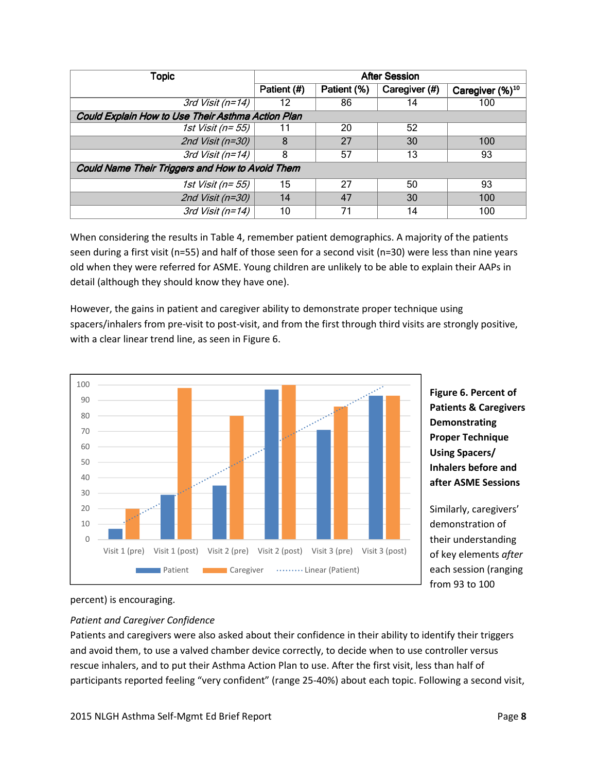| Topic | After Session | | | |
|---|---|---|---|---|
| | Patient (#) | Patient (%) | Caregiver (#) | Caregiver (%)[10] |
| *3rd Visit (n=14)* | 12 | 86 | 14 | 100 |
| ***Could Explain How to Use Their Asthma Action Plan*** | | | | |
| *1st Visit (n= 55)* | 11 | 20 | 52 | |
| *2nd Visit (n=30)* | 8 | 27 | 30 | 100 |
| *3rd Visit (n=14)* | 8 | 57 | 13 | 93 |
| ***Could Name Their Triggers and How to Avoid Them*** | | | | |
| *1st Visit (n= 55)* | 15 | 27 | 50 | 93 |
| *2nd Visit (n=30)* | 14 | 47 | 30 | 100 |
| *3rd Visit (n=14)* | 10 | 71 | 14 | 100 |

When considering the results in Table 4, remember patient demographics. A majority of the patients seen during a first visit (n=55) and half of those seen for a second visit (n=30) were less than nine years old when they were referred for ASME. Young children are unlikely to be able to explain their AAPs in detail (although they should know they have one).

However, the gains in patient and caregiver ability to demonstrate proper technique using spacers/inhalers from pre-visit to post-visit, and from the first through third visits are strongly positive, with a clear linear trend line, as seen in Figure 6.

**Figure 6. Percent of Patients & Caregivers Demonstrating Proper Technique Using Spacers/ Inhalers before and after ASME Sessions**

Similarly, caregivers' demonstration of their understanding of key elements *after* each session (ranging from 93 to 100 percent) is encouraging.

*Patient and Caregiver Confidence*

Patients and caregivers were also asked about their confidence in their ability to identify their triggers and avoid them, to use a valved chamber device correctly, to decide when to use controller versus rescue inhalers, and to put their Asthma Action Plan to use. After the first visit, less than half of participants reported feeling "very confident" (range 25-40%) about each topic. Following a second visit,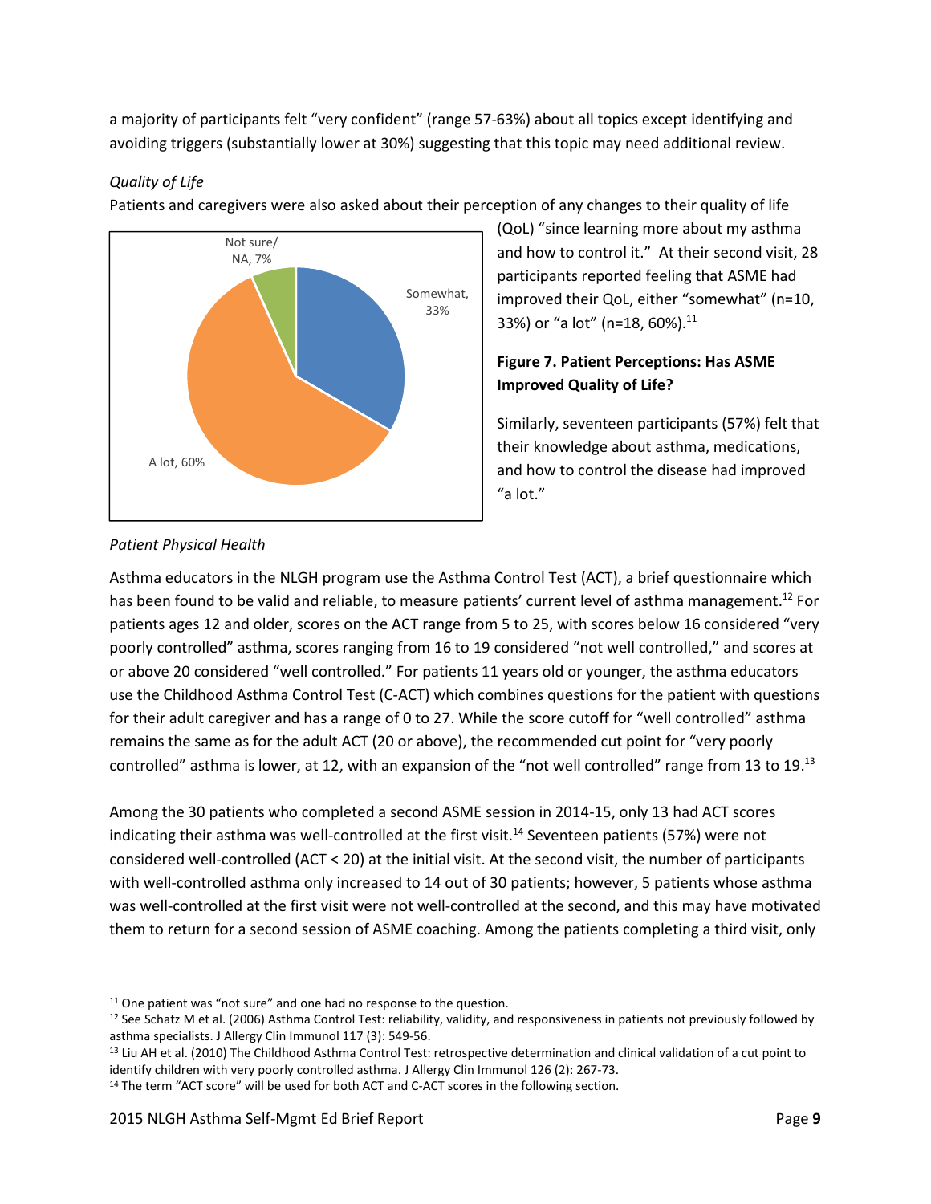a majority of participants felt "very confident" (range 57-63%) about all topics except identifying and avoiding triggers (substantially lower at 30%) suggesting that this topic may need additional review.

*Quality of Life*

Patients and caregivers were also asked about their perception of any changes to their quality of life (QoL) "since learning more about my asthma and how to control it." At their second visit, 28 participants reported feeling that ASME had improved their QoL, either "somewhat" (n=10, 33%) or "a lot" (n=18, 60%).[11]

**Figure 7. Patient Perceptions: Has ASME Improved Quality of Life?**

Similarly, seventeen participants (57%) felt that their knowledge about asthma, medications, and how to control the disease had improved "a lot."

*Patient Physical Health*

Asthma educators in the NLGH program use the Asthma Control Test (ACT), a brief questionnaire which has been found to be valid and reliable, to measure patients' current level of asthma management.[12] For patients ages 12 and older, scores on the ACT range from 5 to 25, with scores below 16 considered "very poorly controlled" asthma, scores ranging from 16 to 19 considered "not well controlled," and scores at or above 20 considered "well controlled." For patients 11 years old or younger, the asthma educators use the Childhood Asthma Control Test (C-ACT) which combines questions for the patient with questions for their adult caregiver and has a range of 0 to 27. While the score cutoff for "well controlled" asthma remains the same as for the adult ACT (20 or above), the recommended cut point for "very poorly controlled" asthma is lower, at 12, with an expansion of the "not well controlled" range from 13 to 19.[13]

Among the 30 patients who completed a second ASME session in 2014-15, only 13 had ACT scores indicating their asthma was well-controlled at the first visit.[14] Seventeen patients (57%) were not considered well-controlled (ACT < 20) at the initial visit. At the second visit, the number of participants with well-controlled asthma only increased to 14 out of 30 patients; however, 5 patients whose asthma was well-controlled at the first visit were not well-controlled at the second, and this may have motivated them to return for a second session of ASME coaching. Among the patients completing a third visit, only

---

[11] One patient was "not sure" and one had no response to the question.

[12] See Schatz M et al. (2006) Asthma Control Test: reliability, validity, and responsiveness in patients not previously followed by asthma specialists. J Allergy Clin Immunol 117 (3): 549-56.

[13] Liu AH et al. (2010) The Childhood Asthma Control Test: retrospective determination and clinical validation of a cut point to identify children with very poorly controlled asthma. J Allergy Clin Immunol 126 (2): 267-73.

[14] The term "ACT score" will be used for both ACT and C-ACT scores in the following section.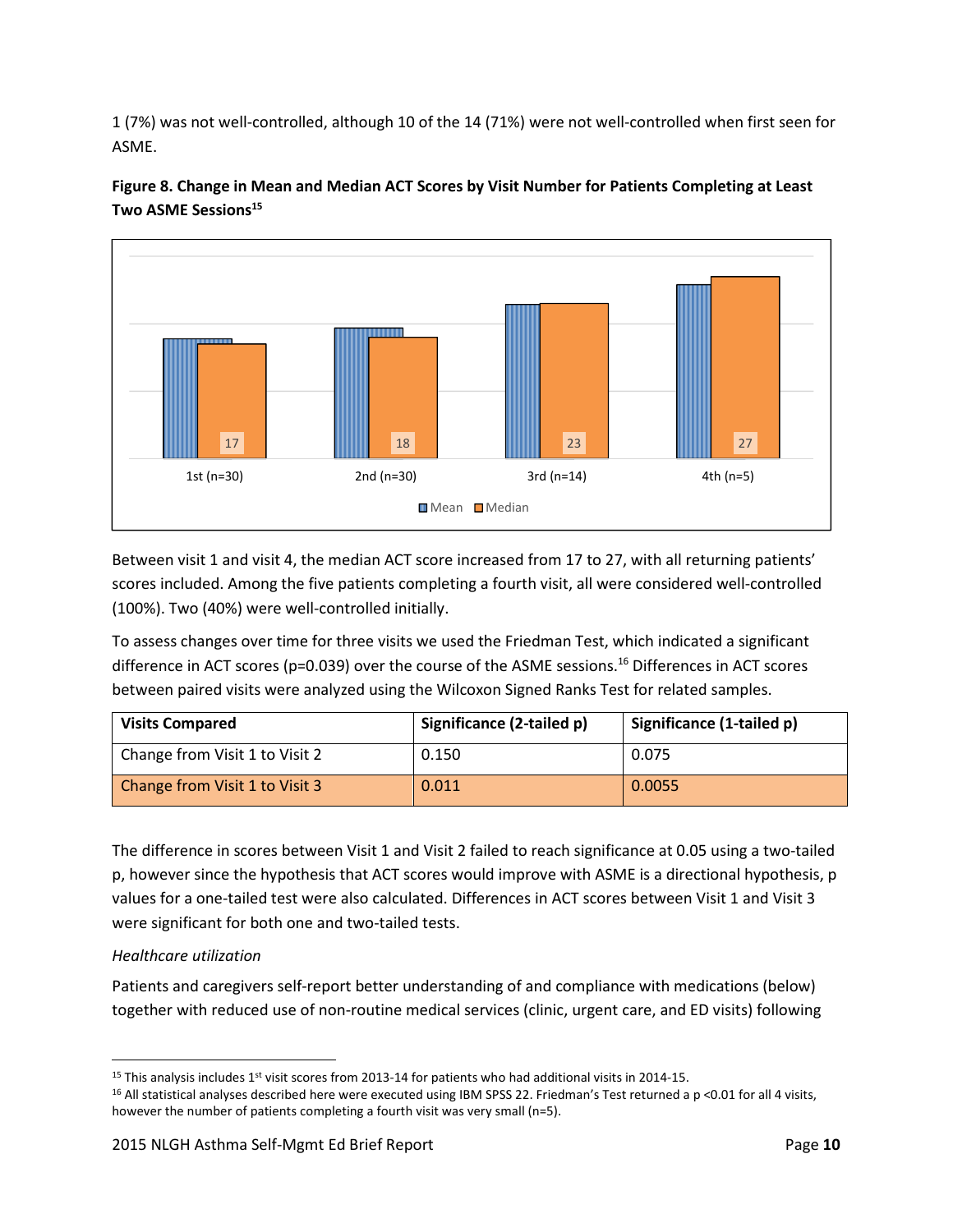1 (7%) was not well-controlled, although 10 of the 14 (71%) were not well-controlled when first seen for ASME.

**Figure 8. Change in Mean and Median ACT Scores by Visit Number for Patients Completing at Least Two ASME Sessions[15]**

| | Mean | Median |
|---|---|---|
| 1st (n=30) | | 17 |
| 2nd (n=30) | | 18 |
| 3rd (n=14) | | 23 |
| 4th (n=5) | | 27 |

Between visit 1 and visit 4, the median ACT score increased from 17 to 27, with all returning patients' scores included. Among the five patients completing a fourth visit, all were considered well-controlled (100%). Two (40%) were well-controlled initially.

To assess changes over time for three visits we used the Friedman Test, which indicated a significant difference in ACT scores (p=0.039) over the course of the ASME sessions.[16] Differences in ACT scores between paired visits were analyzed using the Wilcoxon Signed Ranks Test for related samples.

| Visits Compared | Significance (2-tailed p) | Significance (1-tailed p) |
|---|---|---|
| Change from Visit 1 to Visit 2 | 0.150 | 0.075 |
| Change from Visit 1 to Visit 3 | 0.011 | 0.0055 |

The difference in scores between Visit 1 and Visit 2 failed to reach significance at 0.05 using a two-tailed p, however since the hypothesis that ACT scores would improve with ASME is a directional hypothesis, p values for a one-tailed test were also calculated. Differences in ACT scores between Visit 1 and Visit 3 were significant for both one and two-tailed tests.

*Healthcare utilization*

Patients and caregivers self-report better understanding of and compliance with medications (below) together with reduced use of non-routine medical services (clinic, urgent care, and ED visits) following

[15] This analysis includes 1st visit scores from 2013-14 for patients who had additional visits in 2014-15.

[16] All statistical analyses described here were executed using IBM SPSS 22. Friedman's Test returned a p <0.01 for all 4 visits, however the number of patients completing a fourth visit was very small (n=5).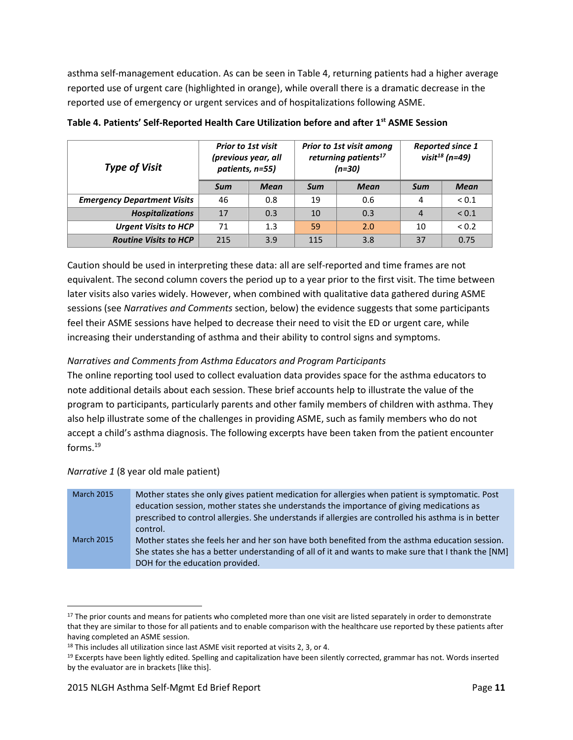asthma self-management education. As can be seen in Table 4, returning patients had a higher average reported use of urgent care (highlighted in orange), while overall there is a dramatic decrease in the reported use of emergency or urgent services and of hospitalizations following ASME.

**Table 4. Patients' Self-Reported Health Care Utilization before and after 1st ASME Session**

| *Type of Visit* | *Prior to 1st visit (previous year, all patients, n=55)* | | *Prior to 1st visit among returning patients[17] (n=30)* | | *Reported since 1 visit[18] (n=49)* | |
|---|---|---|---|---|---|---|
| | *Sum* | *Mean* | *Sum* | *Mean* | *Sum* | *Mean* |
| ***Emergency Department Visits*** | 46 | 0.8 | 19 | 0.6 | 4 | < 0.1 |
| ***Hospitalizations*** | 17 | 0.3 | 10 | 0.3 | 4 | < 0.1 |
| ***Urgent Visits to HCP*** | 71 | 1.3 | 59 | 2.0 | 10 | < 0.2 |
| ***Routine Visits to HCP*** | 215 | 3.9 | 115 | 3.8 | 37 | 0.75 |

Caution should be used in interpreting these data: all are self-reported and time frames are not equivalent. The second column covers the period up to a year prior to the first visit. The time between later visits also varies widely. However, when combined with qualitative data gathered during ASME sessions (see *Narratives and Comments* section, below) the evidence suggests that some participants feel their ASME sessions have helped to decrease their need to visit the ED or urgent care, while increasing their understanding of asthma and their ability to control signs and symptoms.

*Narratives and Comments from Asthma Educators and Program Participants*

The online reporting tool used to collect evaluation data provides space for the asthma educators to note additional details about each session. These brief accounts help to illustrate the value of the program to participants, particularly parents and other family members of children with asthma. They also help illustrate some of the challenges in providing ASME, such as family members who do not accept a child's asthma diagnosis. The following excerpts have been taken from the patient encounter forms.[19]

*Narrative 1* (8 year old male patient)

| | |
|---|---|
| March 2015 | Mother states she only gives patient medication for allergies when patient is symptomatic. Post education session, mother states she understands the importance of giving medications as prescribed to control allergies. She understands if allergies are controlled his asthma is in better control. |
| March 2015 | Mother states she feels her and her son have both benefited from the asthma education session. She states she has a better understanding of all of it and wants to make sure that I thank the [NM] DOH for the education provided. |

[17] The prior counts and means for patients who completed more than one visit are listed separately in order to demonstrate that they are similar to those for all patients and to enable comparison with the healthcare use reported by these patients after having completed an ASME session.

[18] This includes all utilization since last ASME visit reported at visits 2, 3, or 4.

[19] Excerpts have been lightly edited. Spelling and capitalization have been silently corrected, grammar has not. Words inserted by the evaluator are in brackets [like this].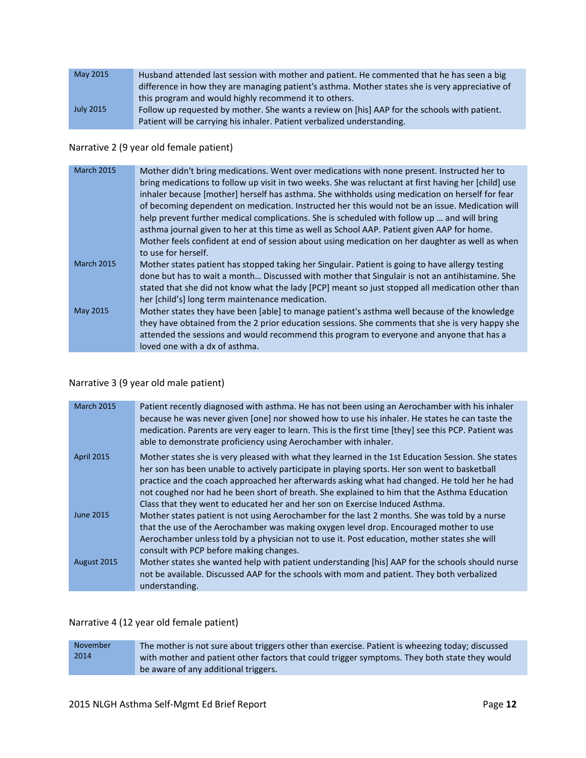| | |
|---|---|
| May 2015 | Husband attended last session with mother and patient. He commented that he has seen a big difference in how they are managing patient's asthma. Mother states she is very appreciative of this program and would highly recommend it to others. |
| July 2015 | Follow up requested by mother. She wants a review on [his] AAP for the schools with patient. Patient will be carrying his inhaler. Patient verbalized understanding. |

Narrative 2 (9 year old female patient)

| | |
|---|---|
| March 2015 | Mother didn't bring medications. Went over medications with none present. Instructed her to bring medications to follow up visit in two weeks. She was reluctant at first having her [child] use inhaler because [mother] herself has asthma. She withholds using medication on herself for fear of becoming dependent on medication. Instructed her this would not be an issue. Medication will help prevent further medical complications. She is scheduled with follow up … and will bring asthma journal given to her at this time as well as School AAP. Patient given AAP for home. Mother feels confident at end of session about using medication on her daughter as well as when to use for herself. |
| March 2015 | Mother states patient has stopped taking her Singulair. Patient is going to have allergy testing done but has to wait a month… Discussed with mother that Singulair is not an antihistamine. She stated that she did not know what the lady [PCP] meant so just stopped all medication other than her [child's] long term maintenance medication. |
| May 2015 | Mother states they have been [able] to manage patient's asthma well because of the knowledge they have obtained from the 2 prior education sessions. She comments that she is very happy she attended the sessions and would recommend this program to everyone and anyone that has a loved one with a dx of asthma. |

Narrative 3 (9 year old male patient)

| | |
|---|---|
| March 2015 | Patient recently diagnosed with asthma. He has not been using an Aerochamber with his inhaler because he was never given [one] nor showed how to use his inhaler. He states he can taste the medication. Parents are very eager to learn. This is the first time [they] see this PCP. Patient was able to demonstrate proficiency using Aerochamber with inhaler. |
| April 2015 | Mother states she is very pleased with what they learned in the 1st Education Session. She states her son has been unable to actively participate in playing sports. Her son went to basketball practice and the coach approached her afterwards asking what had changed. He told her he had not coughed nor had he been short of breath. She explained to him that the Asthma Education Class that they went to educated her and her son on Exercise Induced Asthma. |
| June 2015 | Mother states patient is not using Aerochamber for the last 2 months. She was told by a nurse that the use of the Aerochamber was making oxygen level drop. Encouraged mother to use Aerochamber unless told by a physician not to use it. Post education, mother states she will consult with PCP before making changes. |
| August 2015 | Mother states she wanted help with patient understanding [his] AAP for the schools should nurse not be available. Discussed AAP for the schools with mom and patient. They both verbalized understanding. |

Narrative 4 (12 year old female patient)

| | |
|---|---|
| November 2014 | The mother is not sure about triggers other than exercise. Patient is wheezing today; discussed with mother and patient other factors that could trigger symptoms. They both state they would be aware of any additional triggers. |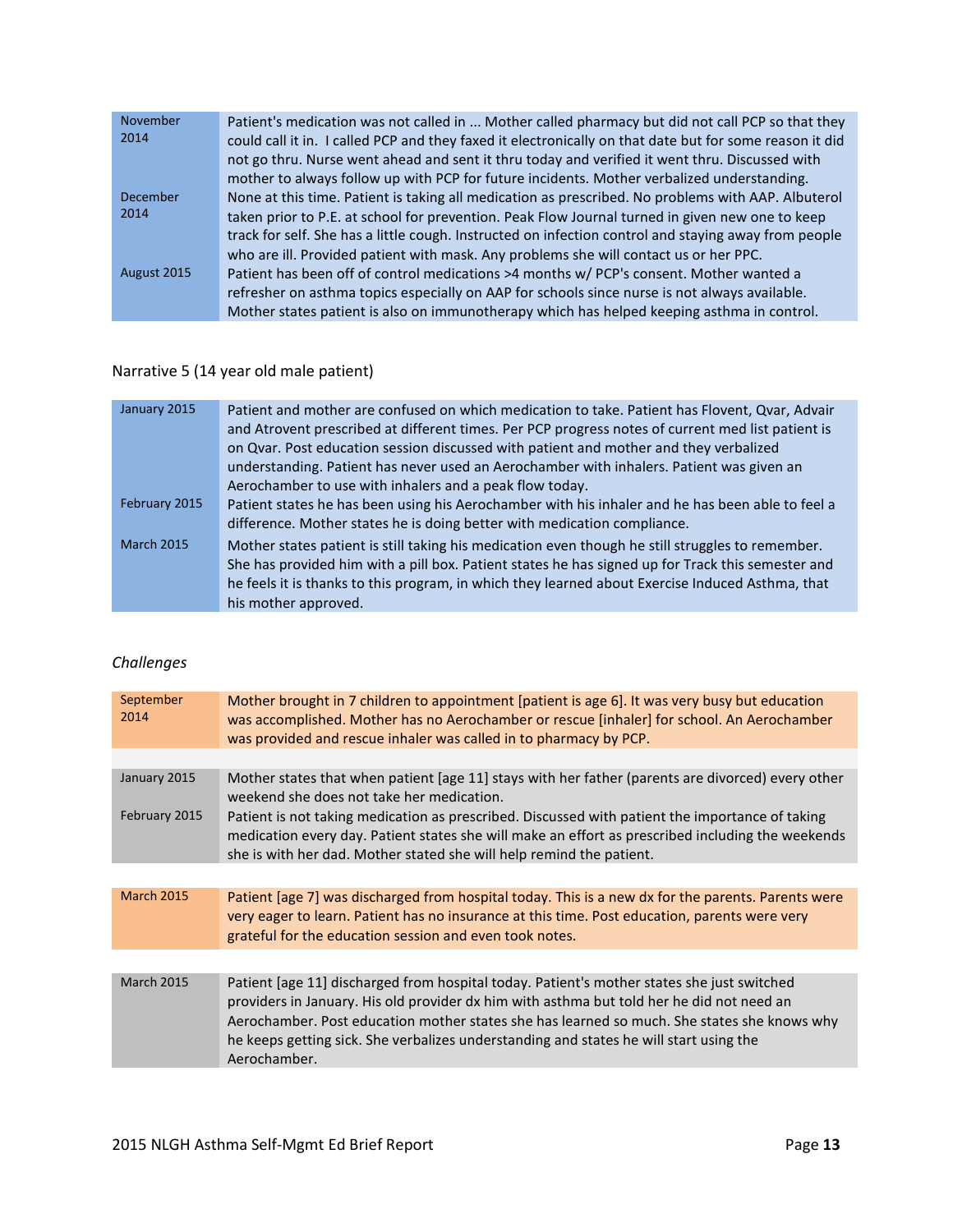| | |
|---|---|
| November 2014 | Patient's medication was not called in ... Mother called pharmacy but did not call PCP so that they could call it in. I called PCP and they faxed it electronically on that date but for some reason it did not go thru. Nurse went ahead and sent it thru today and verified it went thru. Discussed with mother to always follow up with PCP for future incidents. Mother verbalized understanding. |
| December 2014 | None at this time. Patient is taking all medication as prescribed. No problems with AAP. Albuterol taken prior to P.E. at school for prevention. Peak Flow Journal turned in given new one to keep track for self. She has a little cough. Instructed on infection control and staying away from people who are ill. Provided patient with mask. Any problems she will contact us or her PPC. |
| August 2015 | Patient has been off of control medications >4 months w/ PCP's consent. Mother wanted a refresher on asthma topics especially on AAP for schools since nurse is not always available. Mother states patient is also on immunotherapy which has helped keeping asthma in control. |

Narrative 5 (14 year old male patient)

| | |
|---|---|
| January 2015 | Patient and mother are confused on which medication to take. Patient has Flovent, Qvar, Advair and Atrovent prescribed at different times. Per PCP progress notes of current med list patient is on Qvar. Post education session discussed with patient and mother and they verbalized understanding. Patient has never used an Aerochamber with inhalers. Patient was given an Aerochamber to use with inhalers and a peak flow today. |
| February 2015 | Patient states he has been using his Aerochamber with his inhaler and he has been able to feel a difference. Mother states he is doing better with medication compliance. |
| March 2015 | Mother states patient is still taking his medication even though he still struggles to remember. She has provided him with a pill box. Patient states he has signed up for Track this semester and he feels it is thanks to this program, in which they learned about Exercise Induced Asthma, that his mother approved. |

*Challenges*

| | |
|---|---|
| September 2014 | Mother brought in 7 children to appointment [patient is age 6]. It was very busy but education was accomplished. Mother has no Aerochamber or rescue [inhaler] for school. An Aerochamber was provided and rescue inhaler was called in to pharmacy by PCP. |

| | |
|---|---|
| January 2015 | Mother states that when patient [age 11] stays with her father (parents are divorced) every other weekend she does not take her medication. |
| February 2015 | Patient is not taking medication as prescribed. Discussed with patient the importance of taking medication every day. Patient states she will make an effort as prescribed including the weekends she is with her dad. Mother stated she will help remind the patient. |

| | |
|---|---|
| March 2015 | Patient [age 7] was discharged from hospital today. This is a new dx for the parents. Parents were very eager to learn. Patient has no insurance at this time. Post education, parents were very grateful for the education session and even took notes. |

| | |
|---|---|
| March 2015 | Patient [age 11] discharged from hospital today. Patient's mother states she just switched providers in January. His old provider dx him with asthma but told her he did not need an Aerochamber. Post education mother states she has learned so much. She states she knows why he keeps getting sick. She verbalizes understanding and states he will start using the Aerochamber. |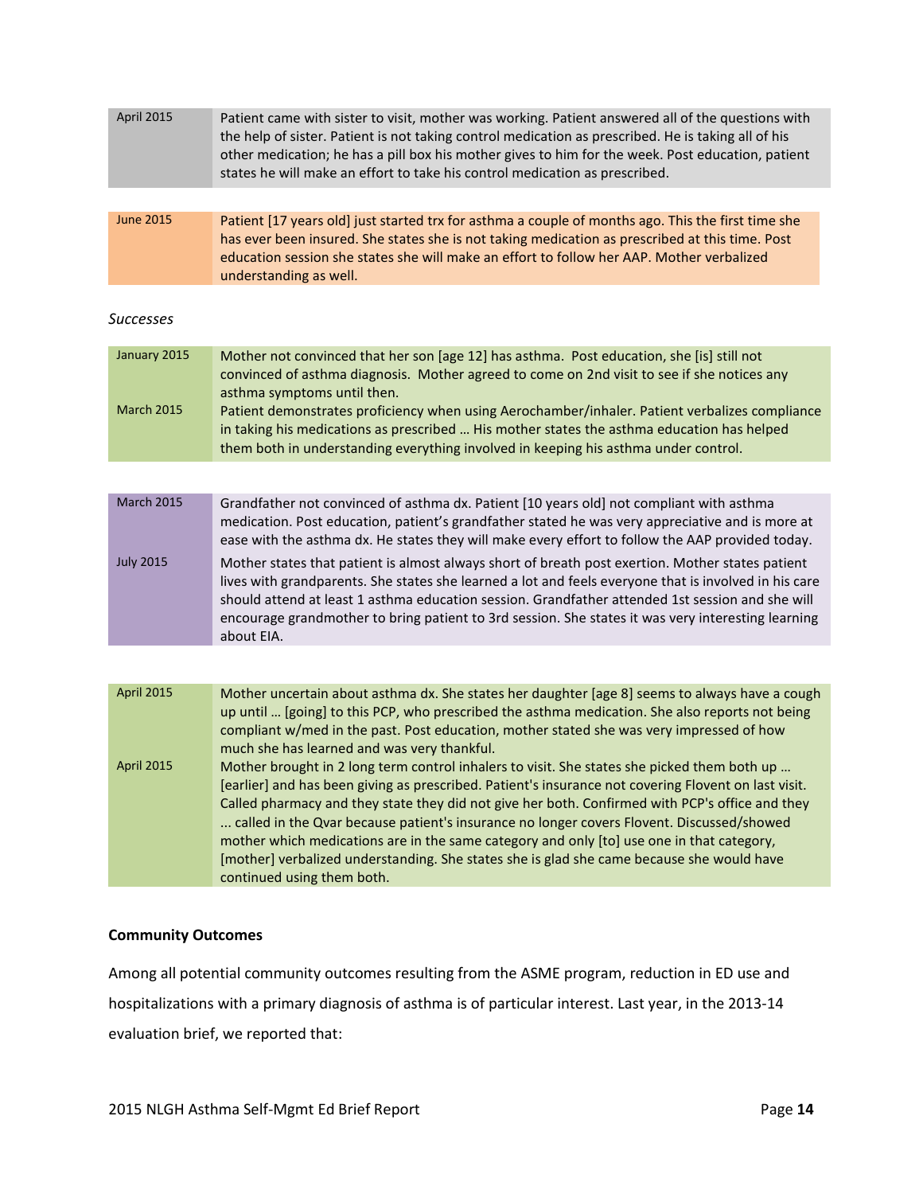| | |
|---|---|
| April 2015 | Patient came with sister to visit, mother was working. Patient answered all of the questions with the help of sister. Patient is not taking control medication as prescribed. He is taking all of his other medication; he has a pill box his mother gives to him for the week. Post education, patient states he will make an effort to take his control medication as prescribed. |

| | |
|---|---|
| June 2015 | Patient [17 years old] just started trx for asthma a couple of months ago. This the first time she has ever been insured. She states she is not taking medication as prescribed at this time. Post education session she states she will make an effort to follow her AAP. Mother verbalized understanding as well. |

*Successes*

| | |
|---|---|
| January 2015 | Mother not convinced that her son [age 12] has asthma. Post education, she [is] still not convinced of asthma diagnosis. Mother agreed to come on 2nd visit to see if she notices any asthma symptoms until then. |
| March 2015 | Patient demonstrates proficiency when using Aerochamber/inhaler. Patient verbalizes compliance in taking his medications as prescribed … His mother states the asthma education has helped them both in understanding everything involved in keeping his asthma under control. |

| | |
|---|---|
| March 2015 | Grandfather not convinced of asthma dx. Patient [10 years old] not compliant with asthma medication. Post education, patient's grandfather stated he was very appreciative and is more at ease with the asthma dx. He states they will make every effort to follow the AAP provided today. |
| July 2015 | Mother states that patient is almost always short of breath post exertion. Mother states patient lives with grandparents. She states she learned a lot and feels everyone that is involved in his care should attend at least 1 asthma education session. Grandfather attended 1st session and she will encourage grandmother to bring patient to 3rd session. She states it was very interesting learning about EIA. |

| | |
|---|---|
| April 2015 | Mother uncertain about asthma dx. She states her daughter [age 8] seems to always have a cough up until … [going] to this PCP, who prescribed the asthma medication. She also reports not being compliant w/med in the past. Post education, mother stated she was very impressed of how much she has learned and was very thankful. |
| April 2015 | Mother brought in 2 long term control inhalers to visit. She states she picked them both up … [earlier] and has been giving as prescribed. Patient's insurance not covering Flovent on last visit. Called pharmacy and they state they did not give her both. Confirmed with PCP's office and they ... called in the Qvar because patient's insurance no longer covers Flovent. Discussed/showed mother which medications are in the same category and only [to] use one in that category, [mother] verbalized understanding. She states she is glad she came because she would have continued using them both. |

**Community Outcomes**

Among all potential community outcomes resulting from the ASME program, reduction in ED use and hospitalizations with a primary diagnosis of asthma is of particular interest. Last year, in the 2013-14 evaluation brief, we reported that: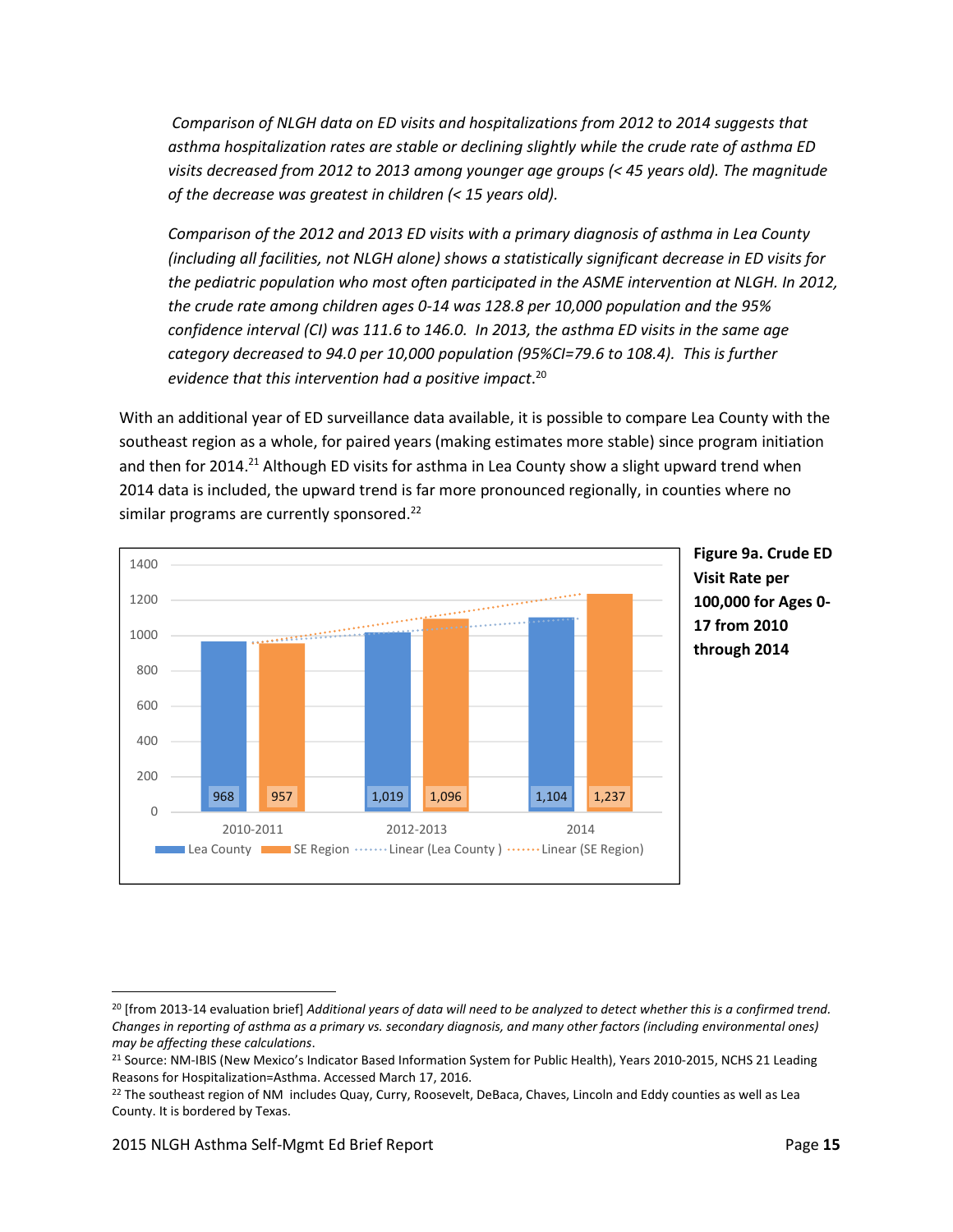*Comparison of NLGH data on ED visits and hospitalizations from 2012 to 2014 suggests that asthma hospitalization rates are stable or declining slightly while the crude rate of asthma ED visits decreased from 2012 to 2013 among younger age groups (< 45 years old). The magnitude of the decrease was greatest in children (< 15 years old).*

*Comparison of the 2012 and 2013 ED visits with a primary diagnosis of asthma in Lea County (including all facilities, not NLGH alone) shows a statistically significant decrease in ED visits for the pediatric population who most often participated in the ASME intervention at NLGH. In 2012, the crude rate among children ages 0-14 was 128.8 per 10,000 population and the 95% confidence interval (CI) was 111.6 to 146.0. In 2013, the asthma ED visits in the same age category decreased to 94.0 per 10,000 population (95%CI=79.6 to 108.4). This is further evidence that this intervention had a positive impact.*[20]

With an additional year of ED surveillance data available, it is possible to compare Lea County with the southeast region as a whole, for paired years (making estimates more stable) since program initiation and then for 2014.[21] Although ED visits for asthma in Lea County show a slight upward trend when 2014 data is included, the upward trend is far more pronounced regionally, in counties where no similar programs are currently sponsored.[22]

| | Lea County | SE Region |
|---|---|---|
| 2010-2011 | 968 | 957 |
| 2012-2013 | 1,019 | 1,096 |
| 2014 | 1,104 | 1,237 |

**Figure 9a. Crude ED Visit Rate per 100,000 for Ages 0-17 from 2010 through 2014**

---

[20] [from 2013-14 evaluation brief] *Additional years of data will need to be analyzed to detect whether this is a confirmed trend. Changes in reporting of asthma as a primary vs. secondary diagnosis, and many other factors (including environmental ones) may be affecting these calculations*.

[21] Source: NM-IBIS (New Mexico's Indicator Based Information System for Public Health), Years 2010-2015, NCHS 21 Leading Reasons for Hospitalization=Asthma. Accessed March 17, 2016.

[22] The southeast region of NM includes Quay, Curry, Roosevelt, DeBaca, Chaves, Lincoln and Eddy counties as well as Lea County. It is bordered by Texas.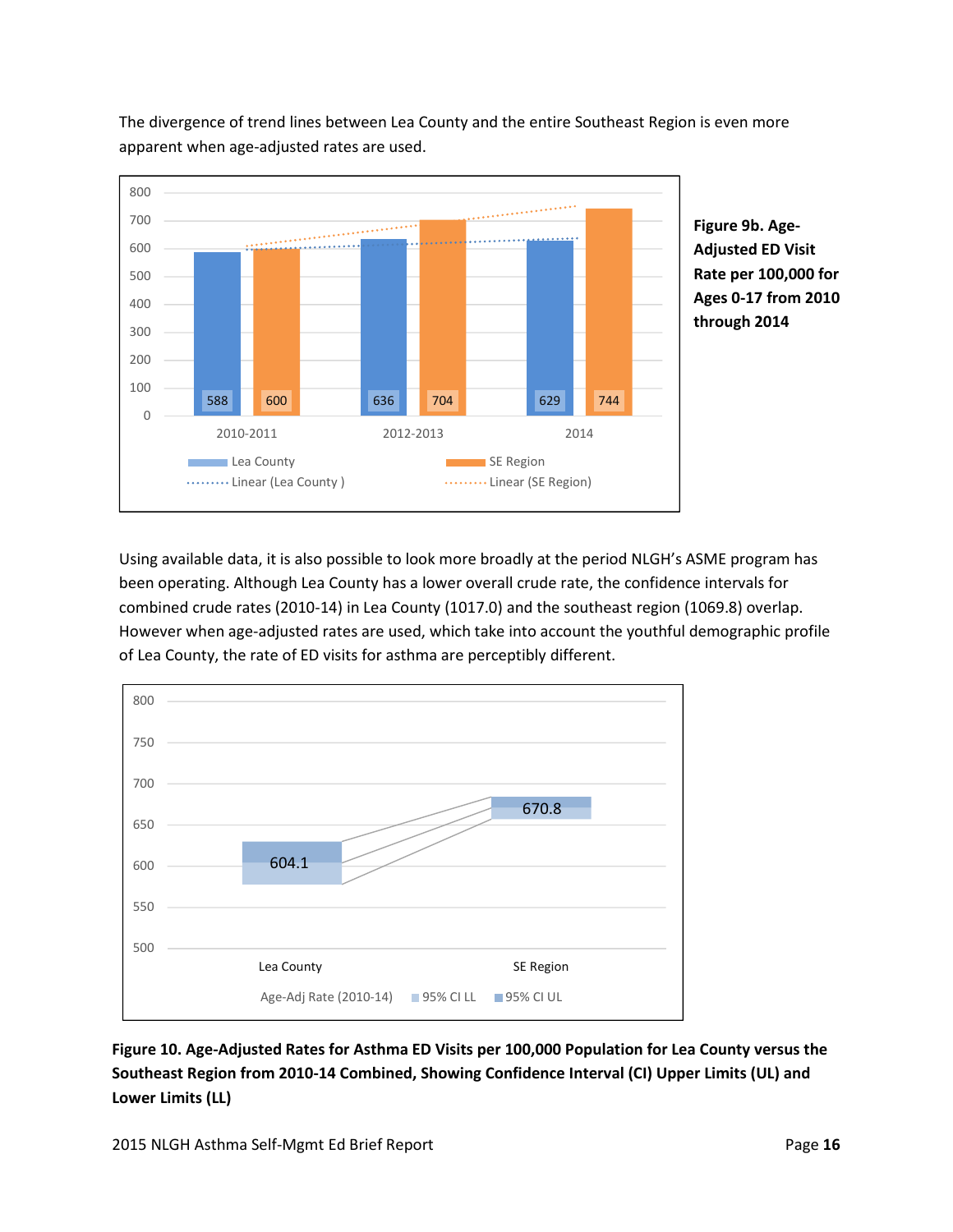The divergence of trend lines between Lea County and the entire Southeast Region is even more apparent when age-adjusted rates are used.

| | Lea County | SE Region |
|---|---|---|
| 2010-2011 | 588 | 600 |
| 2012-2013 | 636 | 704 |
| 2014 | 629 | 744 |

**Figure 9b. Age-Adjusted ED Visit Rate per 100,000 for Ages 0-17 from 2010 through 2014**

Using available data, it is also possible to look more broadly at the period NLGH's ASME program has been operating. Although Lea County has a lower overall crude rate, the confidence intervals for combined crude rates (2010-14) in Lea County (1017.0) and the southeast region (1069.8) overlap. However when age-adjusted rates are used, which take into account the youthful demographic profile of Lea County, the rate of ED visits for asthma are perceptibly different.

| | Age-Adj Rate (2010-14) |
|---|---|
| Lea County | 604.1 |
| SE Region | 670.8 |

**Figure 10. Age-Adjusted Rates for Asthma ED Visits per 100,000 Population for Lea County versus the Southeast Region from 2010-14 Combined, Showing Confidence Interval (CI) Upper Limits (UL) and Lower Limits (LL)**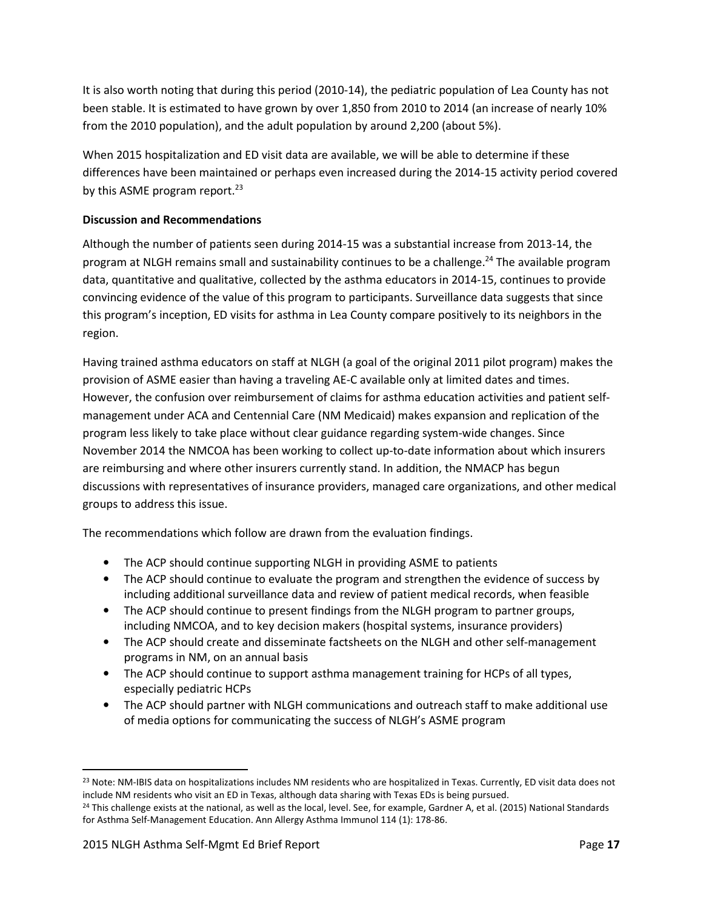It is also worth noting that during this period (2010-14), the pediatric population of Lea County has not been stable. It is estimated to have grown by over 1,850 from 2010 to 2014 (an increase of nearly 10% from the 2010 population), and the adult population by around 2,200 (about 5%).

When 2015 hospitalization and ED visit data are available, we will be able to determine if these differences have been maintained or perhaps even increased during the 2014-15 activity period covered by this ASME program report.[23]

**Discussion and Recommendations**

Although the number of patients seen during 2014-15 was a substantial increase from 2013-14, the program at NLGH remains small and sustainability continues to be a challenge.[24] The available program data, quantitative and qualitative, collected by the asthma educators in 2014-15, continues to provide convincing evidence of the value of this program to participants. Surveillance data suggests that since this program's inception, ED visits for asthma in Lea County compare positively to its neighbors in the region.

Having trained asthma educators on staff at NLGH (a goal of the original 2011 pilot program) makes the provision of ASME easier than having a traveling AE-C available only at limited dates and times. However, the confusion over reimbursement of claims for asthma education activities and patient self-management under ACA and Centennial Care (NM Medicaid) makes expansion and replication of the program less likely to take place without clear guidance regarding system-wide changes. Since November 2014 the NMCOA has been working to collect up-to-date information about which insurers are reimbursing and where other insurers currently stand. In addition, the NMACP has begun discussions with representatives of insurance providers, managed care organizations, and other medical groups to address this issue.

The recommendations which follow are drawn from the evaluation findings.

- The ACP should continue supporting NLGH in providing ASME to patients
- The ACP should continue to evaluate the program and strengthen the evidence of success by including additional surveillance data and review of patient medical records, when feasible
- The ACP should continue to present findings from the NLGH program to partner groups, including NMCOA, and to key decision makers (hospital systems, insurance providers)
- The ACP should create and disseminate factsheets on the NLGH and other self-management programs in NM, on an annual basis
- The ACP should continue to support asthma management training for HCPs of all types, especially pediatric HCPs
- The ACP should partner with NLGH communications and outreach staff to make additional use of media options for communicating the success of NLGH's ASME program

---

[23] Note: NM-IBIS data on hospitalizations includes NM residents who are hospitalized in Texas. Currently, ED visit data does not include NM residents who visit an ED in Texas, although data sharing with Texas EDs is being pursued.

[24] This challenge exists at the national, as well as the local, level. See, for example, Gardner A, et al. (2015) National Standards for Asthma Self-Management Education. Ann Allergy Asthma Immunol 114 (1): 178-86.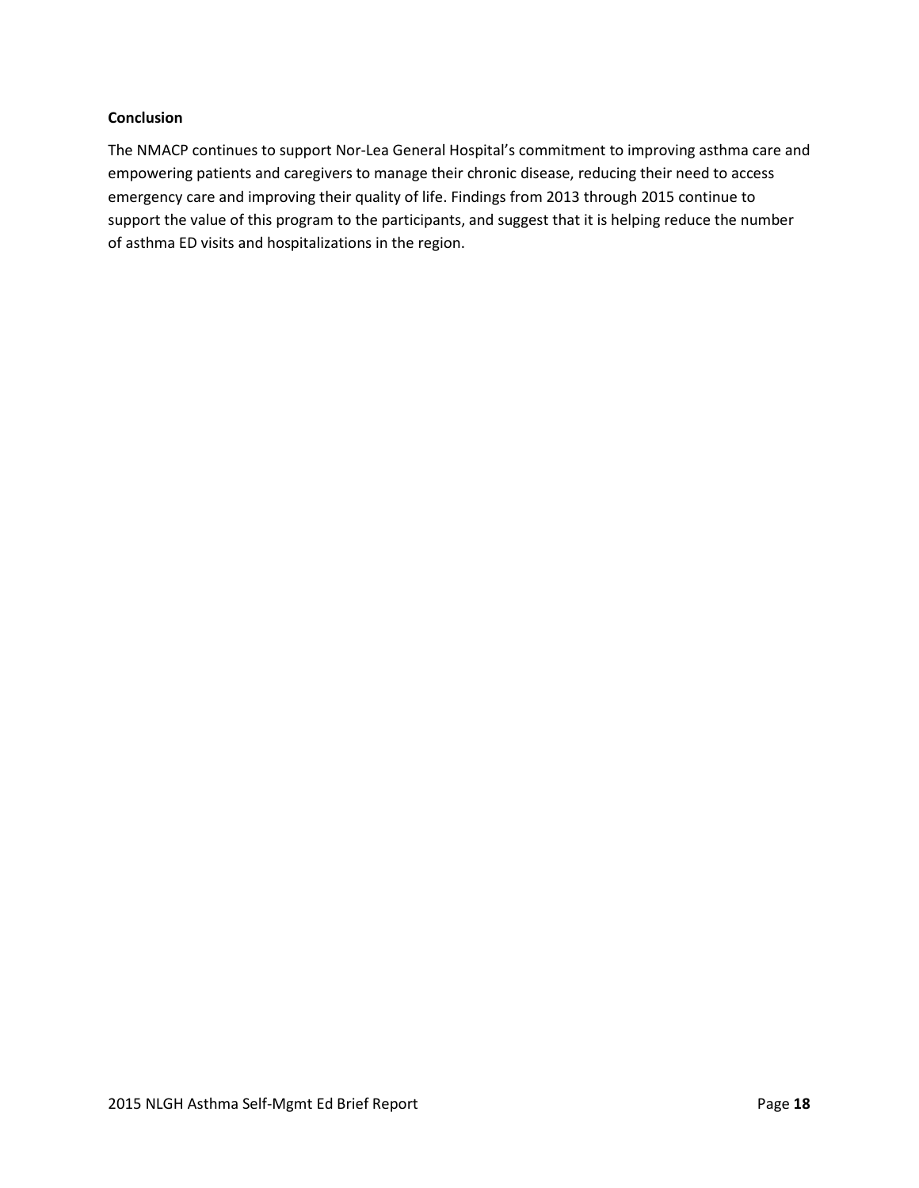**Conclusion**

The NMACP continues to support Nor-Lea General Hospital's commitment to improving asthma care and empowering patients and caregivers to manage their chronic disease, reducing their need to access emergency care and improving their quality of life. Findings from 2013 through 2015 continue to support the value of this program to the participants, and suggest that it is helping reduce the number of asthma ED visits and hospitalizations in the region.